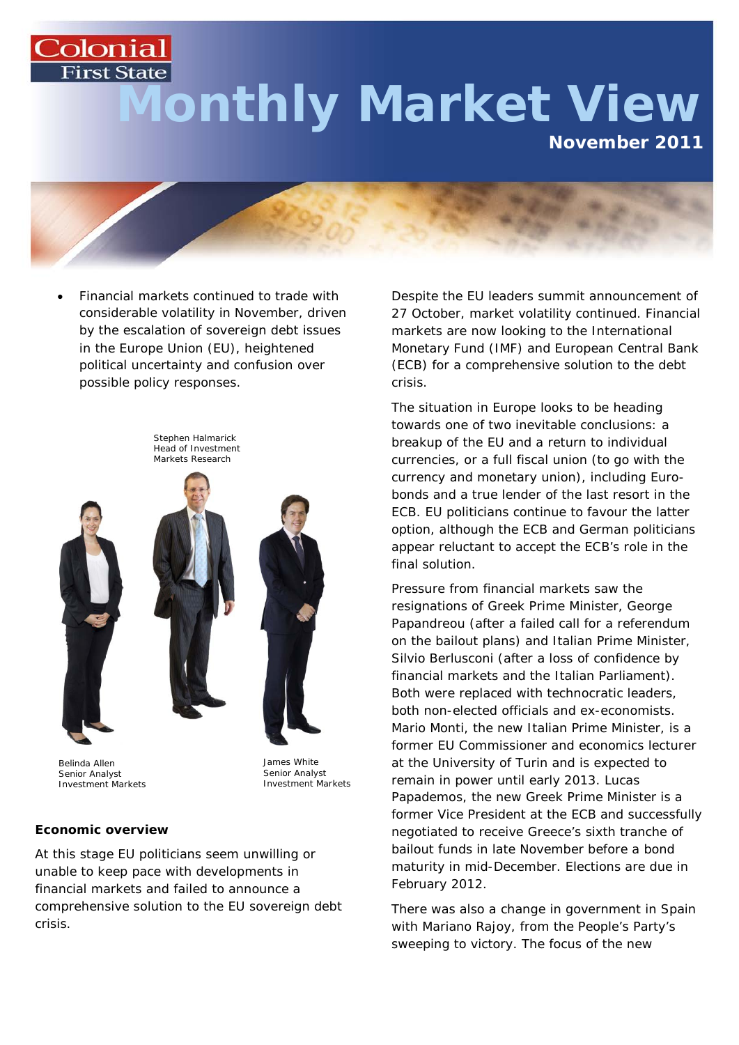Colonial First State

# Monthly Market View

**November 2011**

- Financial markets continued to trade with considerable volatility in November, driven by the escalation of sovereign debt issues in the Europe Union (EU), heightened political uncertainty and confusion over possible policy responses.

Stephen Halmarick
Head of Investment Markets Research

Belinda Allen
Senior Analyst
Investment Markets

James White
Senior Analyst
Investment Markets

### Economic overview

At this stage EU politicians seem unwilling or unable to keep pace with developments in financial markets and failed to announce a comprehensive solution to the EU sovereign debt crisis.

Despite the EU leaders summit announcement of 27 October, market volatility continued. Financial markets are now looking to the International Monetary Fund (IMF) and European Central Bank (ECB) for a comprehensive solution to the debt crisis.

The situation in Europe looks to be heading towards one of two inevitable conclusions: a breakup of the EU and a return to individual currencies, or a full fiscal union (to go with the currency and monetary union), including Euro-bonds and a true lender of the last resort in the ECB. EU politicians continue to favour the latter option, although the ECB and German politicians appear reluctant to accept the ECB's role in the final solution.

Pressure from financial markets saw the resignations of Greek Prime Minister, George Papandreou (after a failed call for a referendum on the bailout plans) and Italian Prime Minister, Silvio Berlusconi (after a loss of confidence by financial markets and the Italian Parliament). Both were replaced with technocratic leaders, both non-elected officials and ex-economists. Mario Monti, the new Italian Prime Minister, is a former EU Commissioner and economics lecturer at the University of Turin and is expected to remain in power until early 2013. Lucas Papademos, the new Greek Prime Minister is a former Vice President at the ECB and successfully negotiated to receive Greece's sixth tranche of bailout funds in late November before a bond maturity in mid-December. Elections are due in February 2012.

There was also a change in government in Spain with Mariano Rajoy, from the People's Party's sweeping to victory. The focus of the new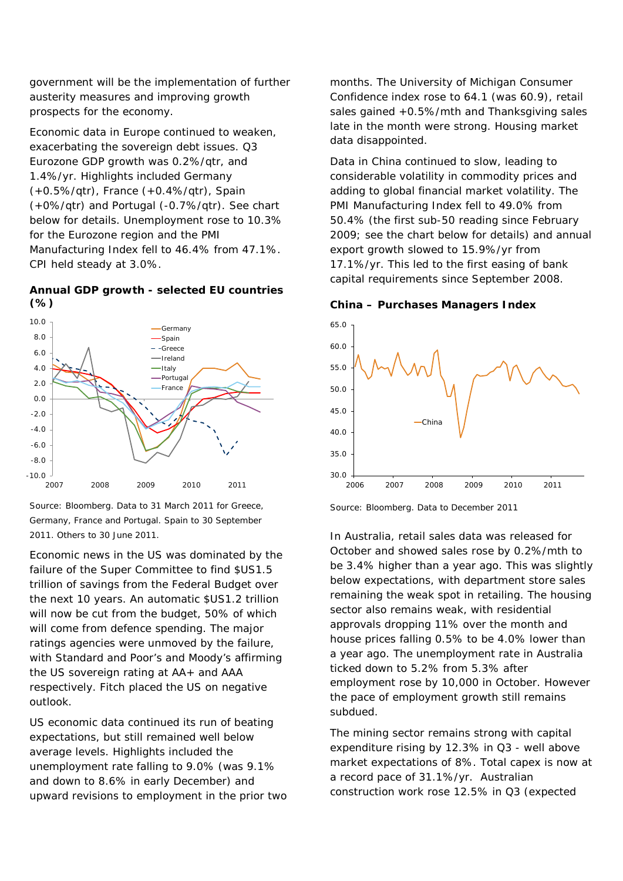government will be the implementation of further austerity measures and improving growth prospects for the economy.

Economic data in Europe continued to weaken, exacerbating the sovereign debt issues. Q3 Eurozone GDP growth was 0.2%/qtr, and 1.4%/yr. Highlights included Germany (+0.5%/qtr), France (+0.4%/qtr), Spain (+0%/qtr) and Portugal (-0.7%/qtr). See chart below for details. Unemployment rose to 10.3% for the Eurozone region and the PMI Manufacturing Index fell to 46.4% from 47.1%. CPI held steady at 3.0%.

**Annual GDP growth - selected EU countries (%)**

Source: Bloomberg. Data to 31 March 2011 for Greece, Germany, France and Portugal. Spain to 30 September 2011. Others to 30 June 2011.

Economic news in the US was dominated by the failure of the Super Committee to find $US1.5 trillion of savings from the Federal Budget over the next 10 years. An automatic $US1.2 trillion will now be cut from the budget, 50% of which will come from defence spending. The major ratings agencies were unmoved by the failure, with Standard and Poor's and Moody's affirming the US sovereign rating at AA+ and AAA respectively. Fitch placed the US on negative outlook.

US economic data continued its run of beating expectations, but still remained well below average levels. Highlights included the unemployment rate falling to 9.0% (was 9.1% and down to 8.6% in early December) and upward revisions to employment in the prior two months. The University of Michigan Consumer Confidence index rose to 64.1 (was 60.9), retail sales gained +0.5%/mth and Thanksgiving sales late in the month were strong. Housing market data disappointed.

Data in China continued to slow, leading to considerable volatility in commodity prices and adding to global financial market volatility. The PMI Manufacturing Index fell to 49.0% from 50.4% (the first sub-50 reading since February 2009; see the chart below for details) and annual export growth slowed to 15.9%/yr from 17.1%/yr. This led to the first easing of bank capital requirements since September 2008.

**China – Purchases Managers Index**

Source: Bloomberg. Data to December 2011

In Australia, retail sales data was released for October and showed sales rose by 0.2%/mth to be 3.4% higher than a year ago. This was slightly below expectations, with department store sales remaining the weak spot in retailing. The housing sector also remains weak, with residential approvals dropping 11% over the month and house prices falling 0.5% to be 4.0% lower than a year ago. The unemployment rate in Australia ticked down to 5.2% from 5.3% after employment rose by 10,000 in October. However the pace of employment growth still remains subdued.

The mining sector remains strong with capital expenditure rising by 12.3% in Q3 - well above market expectations of 8%. Total capex is now at a record pace of 31.1%/yr. Australian construction work rose 12.5% in Q3 (expected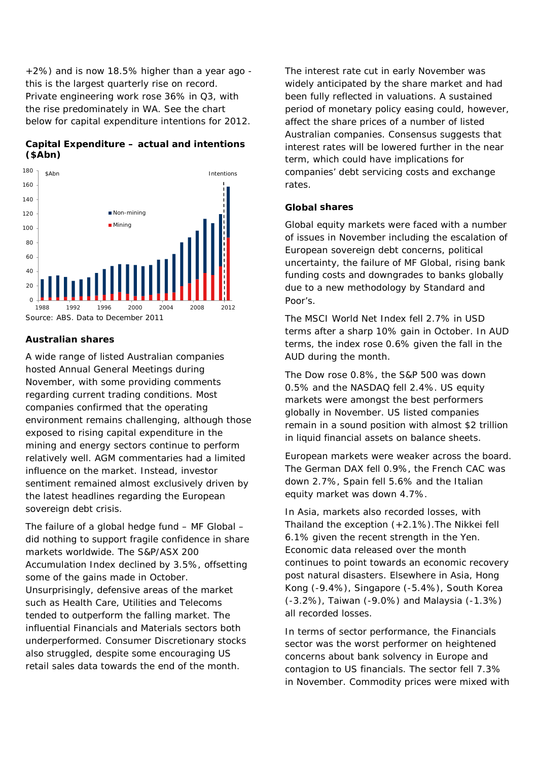+2%) and is now 18.5% higher than a year ago - this is the largest quarterly rise on record. Private engineering work rose 36% in Q3, with the rise predominately in WA. See the chart below for capital expenditure intentions for 2012.

**Capital Expenditure – actual and intentions ($Abn)**

Source: ABS. Data to December 2011

### Australian shares

A wide range of listed Australian companies hosted Annual General Meetings during November, with some providing comments regarding current trading conditions. Most companies confirmed that the operating environment remains challenging, although those exposed to rising capital expenditure in the mining and energy sectors continue to perform relatively well. AGM commentaries had a limited influence on the market. Instead, investor sentiment remained almost exclusively driven by the latest headlines regarding the European sovereign debt crisis.

The failure of a global hedge fund – MF Global – did nothing to support fragile confidence in share markets worldwide. The S&P/ASX 200 Accumulation Index declined by 3.5%, offsetting some of the gains made in October. Unsurprisingly, defensive areas of the market such as Health Care, Utilities and Telecoms tended to outperform the falling market. The influential Financials and Materials sectors both underperformed. Consumer Discretionary stocks also struggled, despite some encouraging US retail sales data towards the end of the month.

The interest rate cut in early November was widely anticipated by the share market and had been fully reflected in valuations. A sustained period of monetary policy easing could, however, affect the share prices of a number of listed Australian companies. Consensus suggests that interest rates will be lowered further in the near term, which could have implications for companies' debt servicing costs and exchange rates.

### Global shares

Global equity markets were faced with a number of issues in November including the escalation of European sovereign debt concerns, political uncertainty, the failure of MF Global, rising bank funding costs and downgrades to banks globally due to a new methodology by Standard and Poor's.

The MSCI World Net Index fell 2.7% in USD terms after a sharp 10% gain in October. In AUD terms, the index rose 0.6% given the fall in the AUD during the month.

The Dow rose 0.8%, the S&P 500 was down 0.5% and the NASDAQ fell 2.4%. US equity markets were amongst the best performers globally in November. US listed companies remain in a sound position with almost $2 trillion in liquid financial assets on balance sheets.

European markets were weaker across the board. The German DAX fell 0.9%, the French CAC was down 2.7%, Spain fell 5.6% and the Italian equity market was down 4.7%.

In Asia, markets also recorded losses, with Thailand the exception (+2.1%).The Nikkei fell 6.1% given the recent strength in the Yen. Economic data released over the month continues to point towards an economic recovery post natural disasters. Elsewhere in Asia, Hong Kong (-9.4%), Singapore (-5.4%), South Korea (-3.2%), Taiwan (-9.0%) and Malaysia (-1.3%) all recorded losses.

In terms of sector performance, the Financials sector was the worst performer on heightened concerns about bank solvency in Europe and contagion to US financials. The sector fell 7.3% in November. Commodity prices were mixed with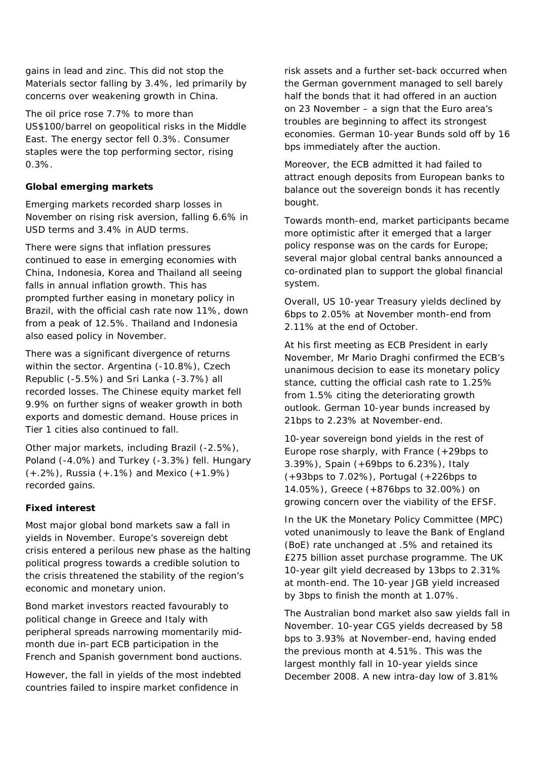gains in lead and zinc. This did not stop the Materials sector falling by 3.4%, led primarily by concerns over weakening growth in China.

The oil price rose 7.7% to more than US$100/barrel on geopolitical risks in the Middle East. The energy sector fell 0.3%. Consumer staples were the top performing sector, rising 0.3%.

**Global emerging markets**

Emerging markets recorded sharp losses in November on rising risk aversion, falling 6.6% in USD terms and 3.4% in AUD terms.

There were signs that inflation pressures continued to ease in emerging economies with China, Indonesia, Korea and Thailand all seeing falls in annual inflation growth. This has prompted further easing in monetary policy in Brazil, with the official cash rate now 11%, down from a peak of 12.5%. Thailand and Indonesia also eased policy in November.

There was a significant divergence of returns within the sector. Argentina (-10.8%), Czech Republic (-5.5%) and Sri Lanka (-3.7%) all recorded losses. The Chinese equity market fell 9.9% on further signs of weaker growth in both exports and domestic demand. House prices in Tier 1 cities also continued to fall.

Other major markets, including Brazil (-2.5%), Poland (-4.0%) and Turkey (-3.3%) fell. Hungary (+.2%), Russia (+.1%) and Mexico (+1.9%) recorded gains.

**Fixed interest**

Most major global bond markets saw a fall in yields in November. Europe's sovereign debt crisis entered a perilous new phase as the halting political progress towards a credible solution to the crisis threatened the stability of the region's economic and monetary union.

Bond market investors reacted favourably to political change in Greece and Italy with peripheral spreads narrowing momentarily mid-month due in-part ECB participation in the French and Spanish government bond auctions.

However, the fall in yields of the most indebted countries failed to inspire market confidence in risk assets and a further set-back occurred when the German government managed to sell barely half the bonds that it had offered in an auction on 23 November – a sign that the Euro area's troubles are beginning to affect its strongest economies. German 10-year Bunds sold off by 16 bps immediately after the auction.

Moreover, the ECB admitted it had failed to attract enough deposits from European banks to balance out the sovereign bonds it has recently bought.

Towards month-end, market participants became more optimistic after it emerged that a larger policy response was on the cards for Europe; several major global central banks announced a co-ordinated plan to support the global financial system.

Overall, US 10-year Treasury yields declined by 6bps to 2.05% at November month-end from 2.11% at the end of October.

At his first meeting as ECB President in early November, Mr Mario Draghi confirmed the ECB's unanimous decision to ease its monetary policy stance, cutting the official cash rate to 1.25% from 1.5% citing the deteriorating growth outlook. German 10-year bunds increased by 21bps to 2.23% at November-end.

10-year sovereign bond yields in the rest of Europe rose sharply, with France (+29bps to 3.39%), Spain (+69bps to 6.23%), Italy (+93bps to 7.02%), Portugal (+226bps to 14.05%), Greece (+876bps to 32.00%) on growing concern over the viability of the EFSF.

In the UK the Monetary Policy Committee (MPC) voted unanimously to leave the Bank of England (BoE) rate unchanged at .5% and retained its £275 billion asset purchase programme. The UK 10-year gilt yield decreased by 13bps to 2.31% at month-end. The 10-year JGB yield increased by 3bps to finish the month at 1.07%.

The Australian bond market also saw yields fall in November. 10-year CGS yields decreased by 58 bps to 3.93% at November-end, having ended the previous month at 4.51%. This was the largest monthly fall in 10-year yields since December 2008. A new intra-day low of 3.81%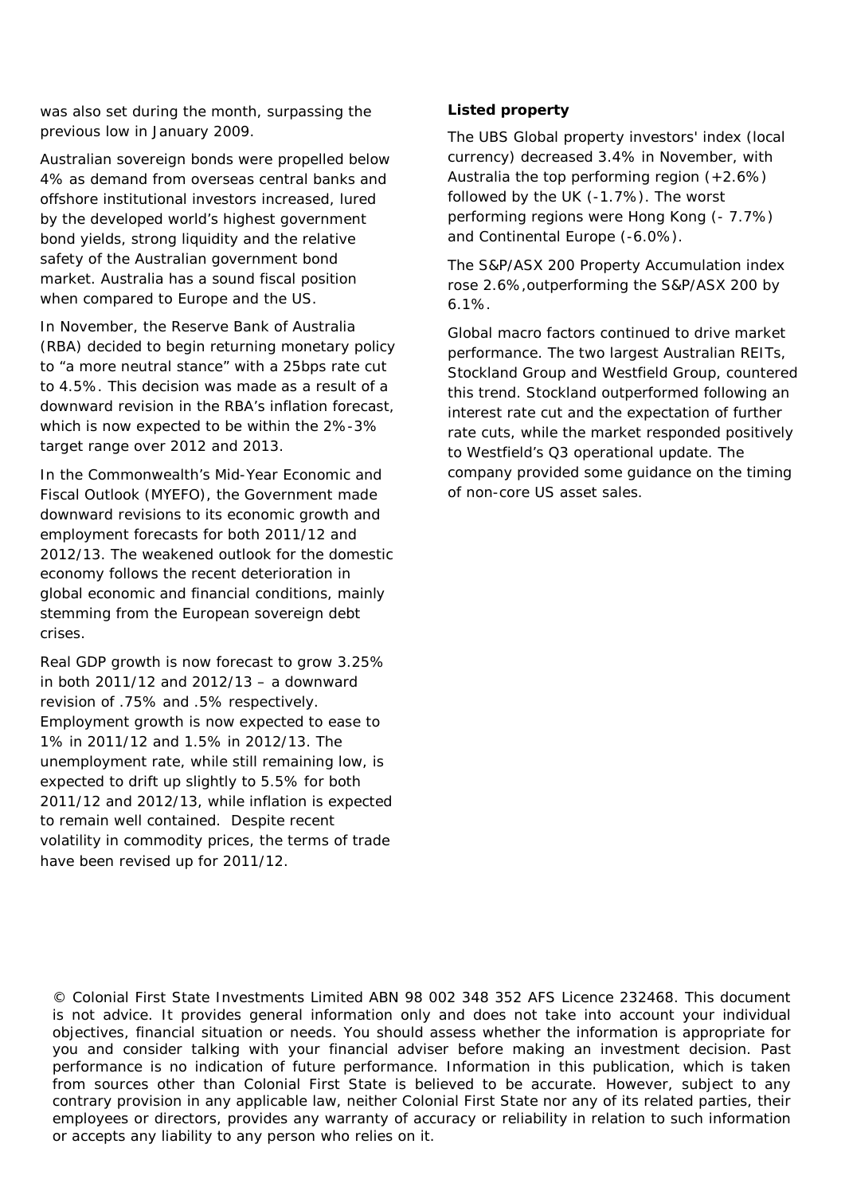was also set during the month, surpassing the previous low in January 2009.

Australian sovereign bonds were propelled below 4% as demand from overseas central banks and offshore institutional investors increased, lured by the developed world's highest government bond yields, strong liquidity and the relative safety of the Australian government bond market. Australia has a sound fiscal position when compared to Europe and the US.

In November, the Reserve Bank of Australia (RBA) decided to begin returning monetary policy to "a more neutral stance" with a 25bps rate cut to 4.5%. This decision was made as a result of a downward revision in the RBA's inflation forecast, which is now expected to be within the 2%-3% target range over 2012 and 2013.

In the Commonwealth's Mid-Year Economic and Fiscal Outlook (MYEFO), the Government made downward revisions to its economic growth and employment forecasts for both 2011/12 and 2012/13. The weakened outlook for the domestic economy follows the recent deterioration in global economic and financial conditions, mainly stemming from the European sovereign debt crises.

Real GDP growth is now forecast to grow 3.25% in both 2011/12 and 2012/13 – a downward revision of .75% and .5% respectively. Employment growth is now expected to ease to 1% in 2011/12 and 1.5% in 2012/13. The unemployment rate, while still remaining low, is expected to drift up slightly to 5.5% for both 2011/12 and 2012/13, while inflation is expected to remain well contained. Despite recent volatility in commodity prices, the terms of trade have been revised up for 2011/12.

**Listed property**

The UBS Global property investors' index (local currency) decreased 3.4% in November, with Australia the top performing region (+2.6%) followed by the UK (-1.7%). The worst performing regions were Hong Kong (- 7.7%) and Continental Europe (-6.0%).

The S&P/ASX 200 Property Accumulation index rose 2.6%,outperforming the S&P/ASX 200 by 6.1%.

Global macro factors continued to drive market performance. The two largest Australian REITs, Stockland Group and Westfield Group, countered this trend. Stockland outperformed following an interest rate cut and the expectation of further rate cuts, while the market responded positively to Westfield's Q3 operational update. The company provided some guidance on the timing of non-core US asset sales.

© Colonial First State Investments Limited ABN 98 002 348 352 AFS Licence 232468. This document is not advice. It provides general information only and does not take into account your individual objectives, financial situation or needs. You should assess whether the information is appropriate for you and consider talking with your financial adviser before making an investment decision. Past performance is no indication of future performance. Information in this publication, which is taken from sources other than Colonial First State is believed to be accurate. However, subject to any contrary provision in any applicable law, neither Colonial First State nor any of its related parties, their employees or directors, provides any warranty of accuracy or reliability in relation to such information or accepts any liability to any person who relies on it.